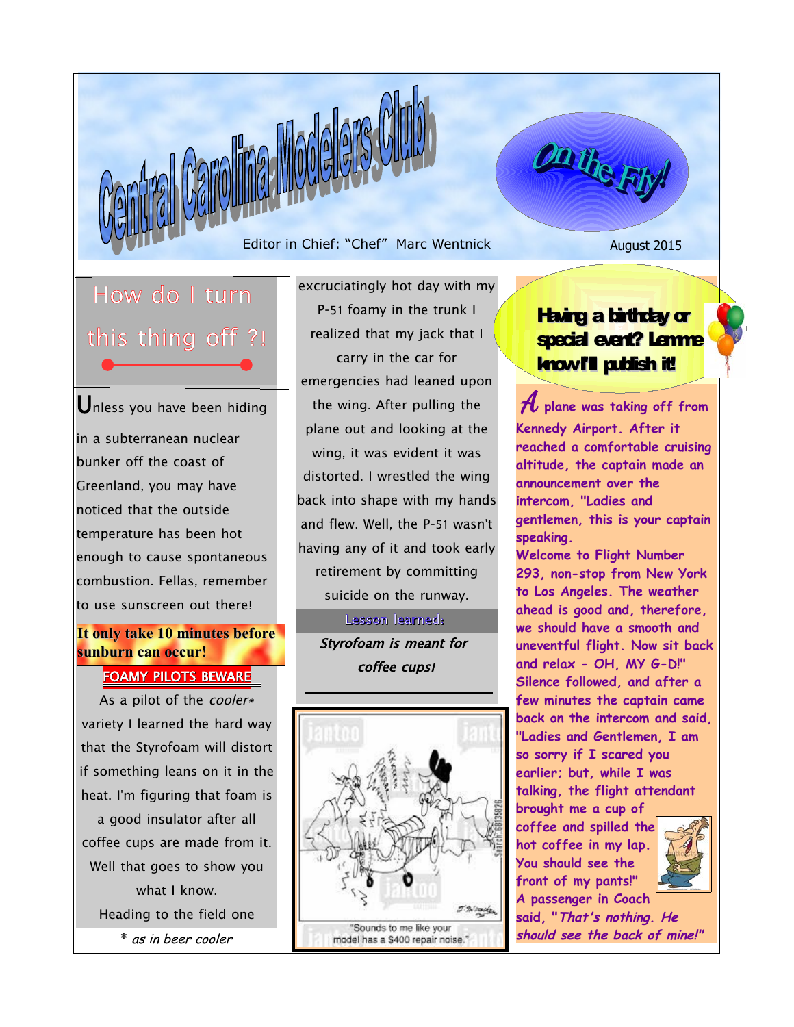# Central Carolina Modelers Club

## On the Fly!

Editor in Chief: "Chef" Marc Wentnick

August 2015

## How do I turn this thing off ?!

**U**nless you have been hiding in a subterranean nuclear bunker off the coast of Greenland, you may have noticed that the outside temperature has been hot enough to cause spontaneous combustion. Fellas, remember to use sunscreen out there!

**It only take 10 minutes before sunburn can occur!**

**FOAMY PILOTS BEWARE**

As a pilot of the *cooler** variety I learned the hard way that the Styrofoam will distort if something leans on it in the heat. I'm figuring that foam is a good insulator after all coffee cups are made from it. Well that goes to show you what I know.

Heading to the field one excruciatingly hot day with my P-51 foamy in the trunk I realized that my jack that I carry in the car for emergencies had leaned upon the wing. After pulling the plane out and looking at the wing, it was evident it was distorted. I wrestled the wing back into shape with my hands and flew. Well, the P-51 wasn't having any of it and took early retirement by committing suicide on the runway.

*\* as in beer cooler*

Lesson learned:

*Styrofoam is meant for coffee cups!*

"Sounds to me like your model has a $400 repair noise."

**Having a birthday or special event? Lemme know I'll publish it!**

**A** plane was taking off from Kennedy Airport. After it reached a comfortable cruising altitude, the captain made an announcement over the intercom, "Ladies and gentlemen, this is your captain speaking. Welcome to Flight Number 293, non-stop from New York to Los Angeles. The weather ahead is good and, therefore, we should have a smooth and uneventful flight. Now sit back and relax - OH, MY G-D!" Silence followed, and after a few minutes the captain came back on the intercom and said, "Ladies and Gentlemen, I am so sorry if I scared you earlier; but, while I was talking, the flight attendant brought me a cup of coffee and spilled the hot coffee in my lap. You should see the front of my pants!" A passenger in Coach said, *"That's nothing. He should see the back of mine!"*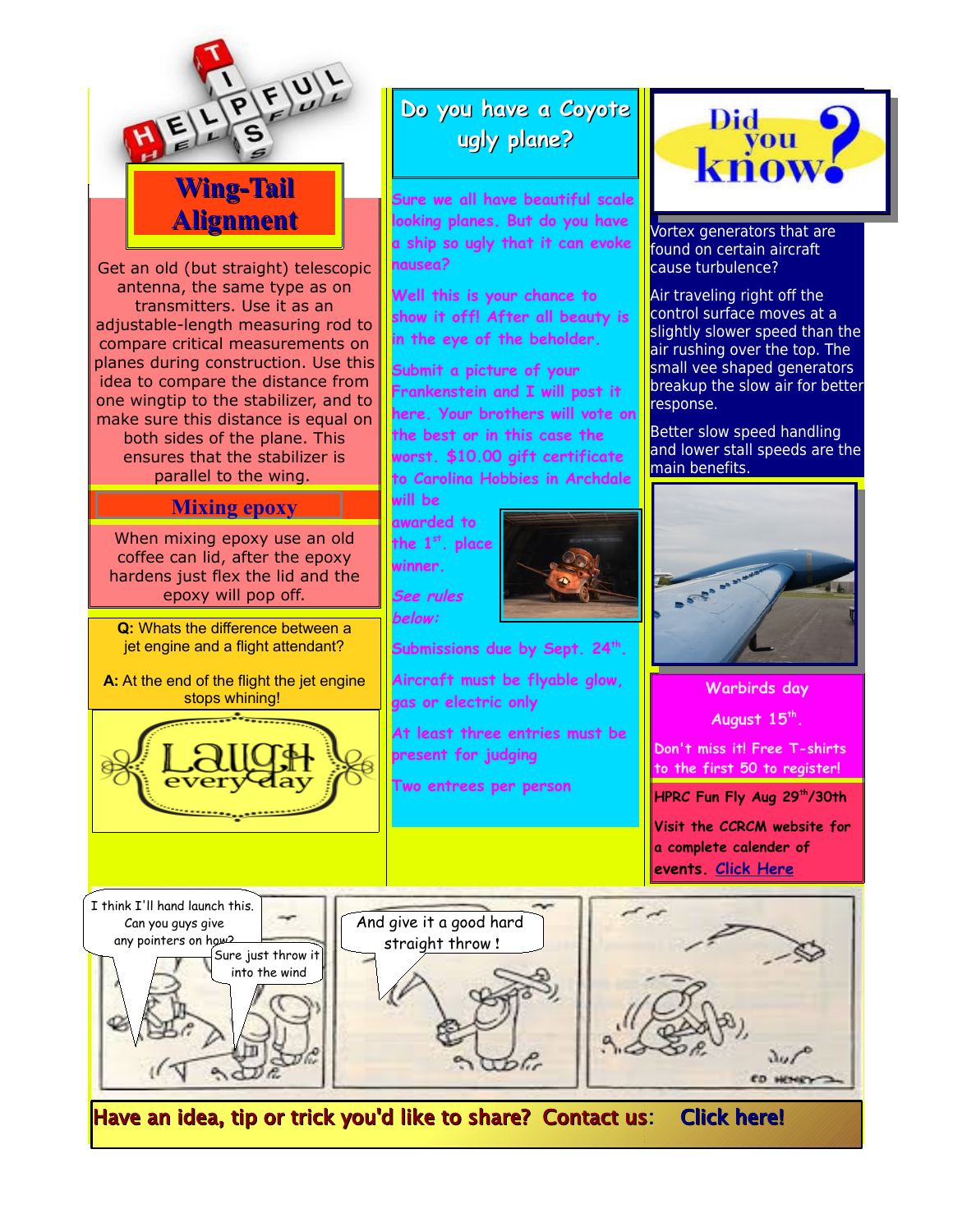## Wing-Tail Alignment

Get an old (but straight) telescopic antenna, the same type as on transmitters. Use it as an adjustable-length measuring rod to compare critical measurements on planes during construction. Use this idea to compare the distance from one wingtip to the stabilizer, and to make sure this distance is equal on both sides of the plane. This ensures that the stabilizer is parallel to the wing.

## Mixing epoxy

When mixing epoxy use an old coffee can lid, after the epoxy hardens just flex the lid and the epoxy will pop off.

**Q:** Whats the difference between a jet engine and a flight attendant?

**A:** At the end of the flight the jet engine stops whining!

Laugh every day

## Do you have a Coyote ugly plane?

Sure we all have beautiful scale looking planes. But do you have a ship so ugly that it can evoke nausea?

Well this is your chance to show it off! After all beauty is in the eye of the beholder.

Submit a picture of your Frankenstein and I will post it here. Your brothers will vote on the best or in this case the worst. $10.00 gift certificate to Carolina Hobbies in Archdale will be awarded to the 1st. place winner.

*See rules below:*

Submissions due by Sept. 24th.

Aircraft must be flyable glow, gas or electric only

At least three entries must be present for judging

Two entries per person

## Did you know?

Vortex generators that are found on certain aircraft cause turbulence?

Air traveling right off the control surface moves at a slightly slower speed than the air rushing over the top. The small vee shaped generators breakup the slow air for better response.

Better slow speed handling and lower stall speeds are the main benefits.

**Warbirds day**

**August 15th.**

**Don't miss it! Free T-shirts to the first 50 to register!**

**HPRC Fun Fly Aug 29th/30th**

**Visit the CCRCM website for a complete calender of events. Click Here**

**Have an idea, tip or trick you'd like to share? Contact us: Click here!**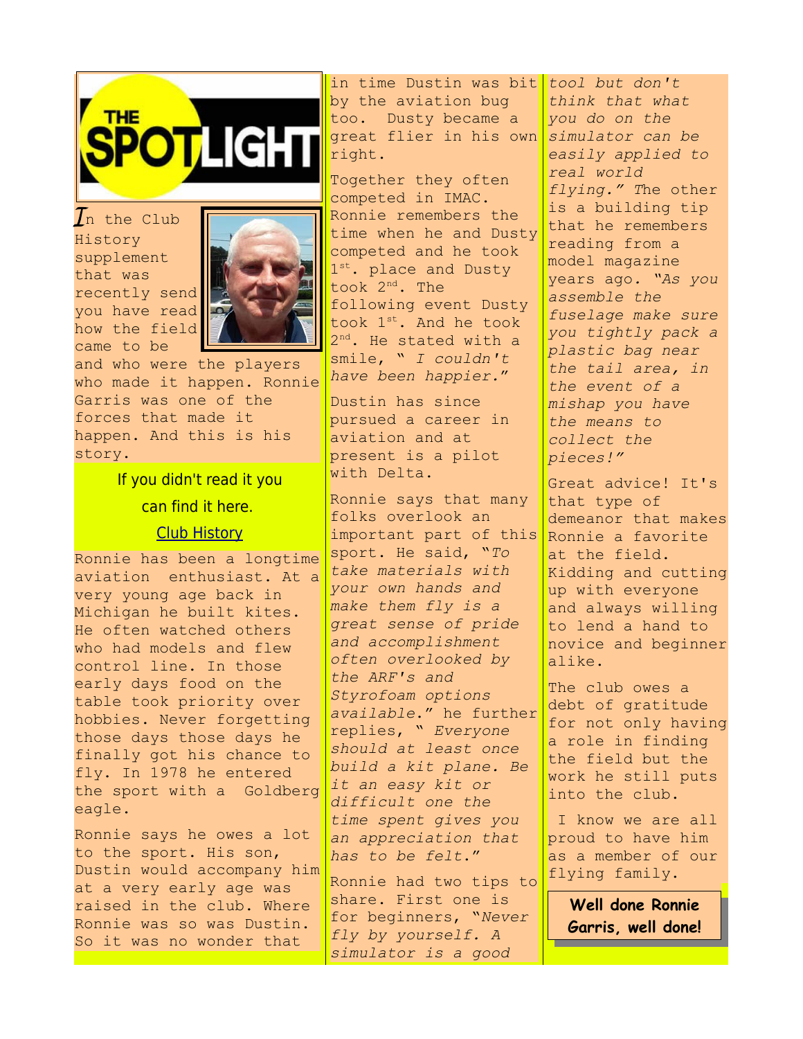# THE SPOTLIGHT

In the Club History supplement that was recently send you have read how the field came to be and who were the players who made it happen. Ronnie Garris was one of the forces that made it happen. And this is his story.

If you didn't read it you can find it here.

[Club History]

Ronnie has been a longtime aviation enthusiast. At a very young age back in Michigan he built kites. He often watched others who had models and flew control line. In those early days food on the table took priority over hobbies. Never forgetting those days those days he finally got his chance to fly. In 1978 he entered the sport with a Goldberg eagle.

Ronnie says he owes a lot to the sport. His son, Dustin would accompany him at a very early age was raised in the club. Where Ronnie was so was Dustin. So it was no wonder that in time Dustin was bit by the aviation bug too. Dusty became a great flier in his own right.

Together they often competed in IMAC. Ronnie remembers the time when he and Dusty competed and he took 1st. place and Dusty took 2nd. The following event Dusty took 1st. And he took 2nd. He stated with a smile, " *I couldn't have been happier.*"

Dustin has since pursued a career in aviation and at present is a pilot with Delta.

Ronnie says that many folks overlook an important part of this sport. He said, "*To take materials with your own hands and make them fly is a great sense of pride and accomplishment often overlooked by the ARF's and Styrofoam options available.*" he further replies, " *Everyone should at least once build a kit plane. Be it an easy kit or difficult one the time spent gives you an appreciation that has to be felt.*"

Ronnie had two tips to share. First one is for beginners, "*Never fly by yourself. A simulator is a good tool but don't think that what you do on the simulator can be easily applied to real world flying.*" The other is a building tip that he remembers reading from a model magazine years ago. "*As you assemble the fuselage make sure you tightly pack a plastic bag near the tail area, in the event of a mishap you have the means to collect the pieces!*"

Great advice! It's that type of demeanor that makes Ronnie a favorite at the field. Kidding and cutting up with everyone and always willing to lend a hand to novice and beginner alike.

The club owes a debt of gratitude for not only having a role in finding the field but the work he still puts into the club.

I know we are all proud to have him as a member of our flying family.

**Well done Ronnie Garris, well done!**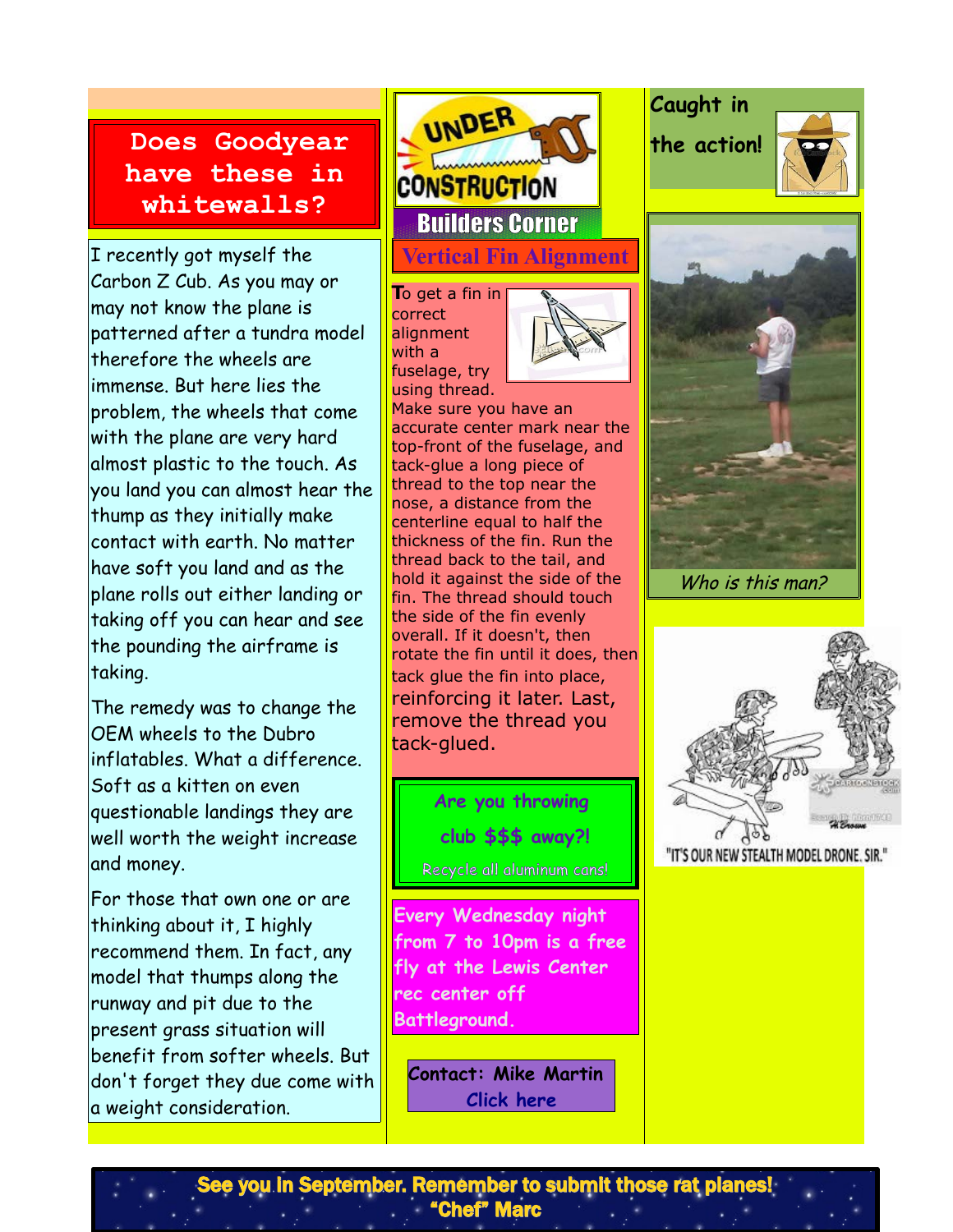## Does Goodyear have these in whitewalls?

I recently got myself the Carbon Z Cub. As you may or may not know the plane is patterned after a tundra model therefore the wheels are immense. But here lies the problem, the wheels that come with the plane are very hard almost plastic to the touch. As you land you can almost hear the thump as they initially make contact with earth. No matter have soft you land and as the plane rolls out either landing or taking off you can hear and see the pounding the airframe is taking.

The remedy was to change the OEM wheels to the Dubro inflatables. What a difference. Soft as a kitten on even questionable landings they are well worth the weight increase and money.

For those that own one or are thinking about it, I highly recommend them. In fact, any model that thumps along the runway and pit due to the present grass situation will benefit from softer wheels. But don't forget they due come with a weight consideration.

## UNDER CONSTRUCTION

### Builders Corner

### Vertical Fin Alignment

To get a fin in correct alignment with a fuselage, try using thread. Make sure you have an accurate center mark near the top-front of the fuselage, and tack-glue a long piece of thread to the top near the nose, a distance from the centerline equal to half the thickness of the fin. Run the thread back to the tail, and hold it against the side of the fin. The thread should touch the side of the fin evenly overall. If it doesn't, then rotate the fin until it does, then tack glue the fin into place, reinforcing it later. Last, remove the thread you tack-glued.

**Are you throwing club $$$ away?!**

Recycle all aluminum cans!

**Every Wednesday night from 7 to 10pm is a free fly at the Lewis Center rec center off Battleground.**

**Contact: Mike Martin**
**Click here**

## Caught in the action!

*Who is this man?*

"IT'S OUR NEW STEALTH MODEL DRONE, SIR."

**See you in September. Remember to submit those rat planes!**
**"Chef" Marc**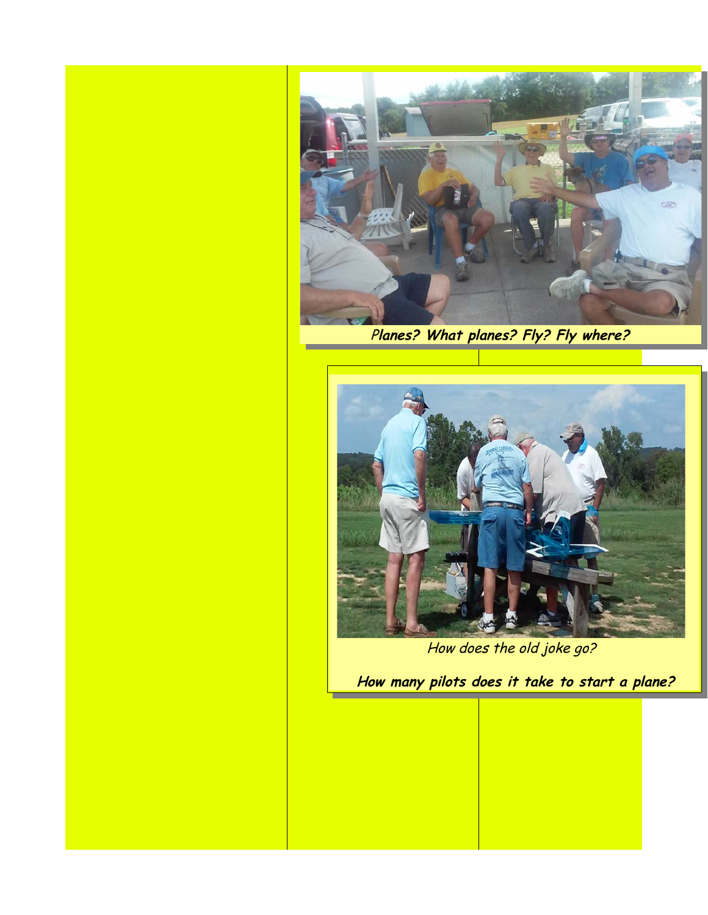***Planes? What planes? Fly? Fly where?***

*How does the old joke go?*

***How many pilots does it take to start a plane?***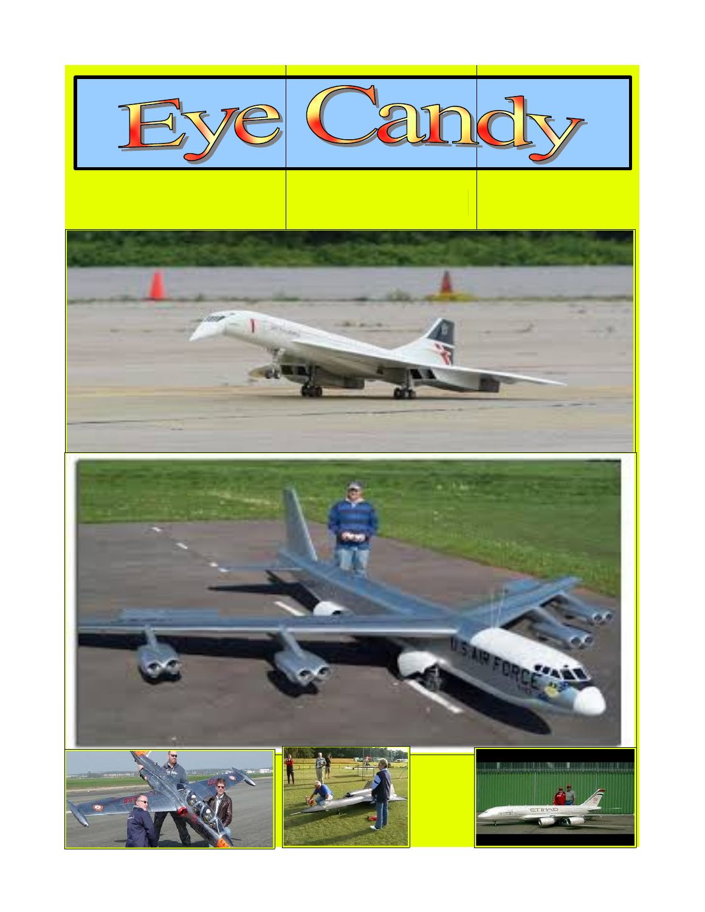# Eye Candy